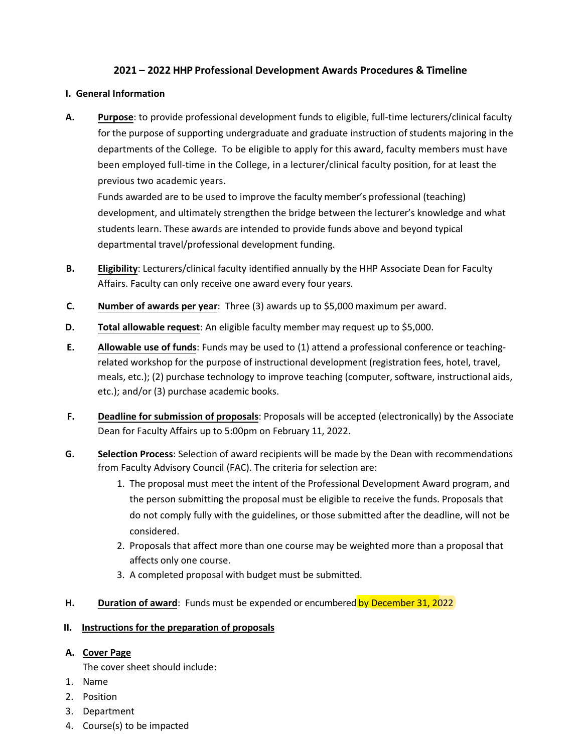# 2021 – 2022 HHP Professional Development Awards Procedures & Timeline

## I. General Information

**A. Purpose**: to provide professional development funds to eligible, full-time lecturers/clinical faculty for the purpose of supporting undergraduate and graduate instruction of students majoring in the departments of the College. To be eligible to apply for this award, faculty members must have been employed full-time in the College, in a lecturer/clinical faculty position, for at least the previous two academic years.

Funds awarded are to be used to improve the faculty member's professional (teaching) development, and ultimately strengthen the bridge between the lecturer's knowledge and what students learn. These awards are intended to provide funds above and beyond typical departmental travel/professional development funding.

**B. Eligibility**: Lecturers/clinical faculty identified annually by the HHP Associate Dean for Faculty Affairs. Faculty can only receive one award every four years.

**C. Number of awards per year**: Three (3) awards up to $5,000 maximum per award.

**D. Total allowable request**: An eligible faculty member may request up to $5,000.

**E. Allowable use of funds**: Funds may be used to (1) attend a professional conference or teaching-related workshop for the purpose of instructional development (registration fees, hotel, travel, meals, etc.); (2) purchase technology to improve teaching (computer, software, instructional aids, etc.); and/or (3) purchase academic books.

**F. Deadline for submission of proposals**: Proposals will be accepted (electronically) by the Associate Dean for Faculty Affairs up to 5:00pm on February 11, 2022.

**G. Selection Process**: Selection of award recipients will be made by the Dean with recommendations from Faculty Advisory Council (FAC). The criteria for selection are:

1. The proposal must meet the intent of the Professional Development Award program, and the person submitting the proposal must be eligible to receive the funds. Proposals that do not comply fully with the guidelines, or those submitted after the deadline, will not be considered.
2. Proposals that affect more than one course may be weighted more than a proposal that affects only one course.
3. A completed proposal with budget must be submitted.

**H. Duration of award**: Funds must be expended or encumbered by December 31, 2022

## II. Instructions for the preparation of proposals

**A. Cover Page**

The cover sheet should include:

1. Name
2. Position
3. Department
4. Course(s) to be impacted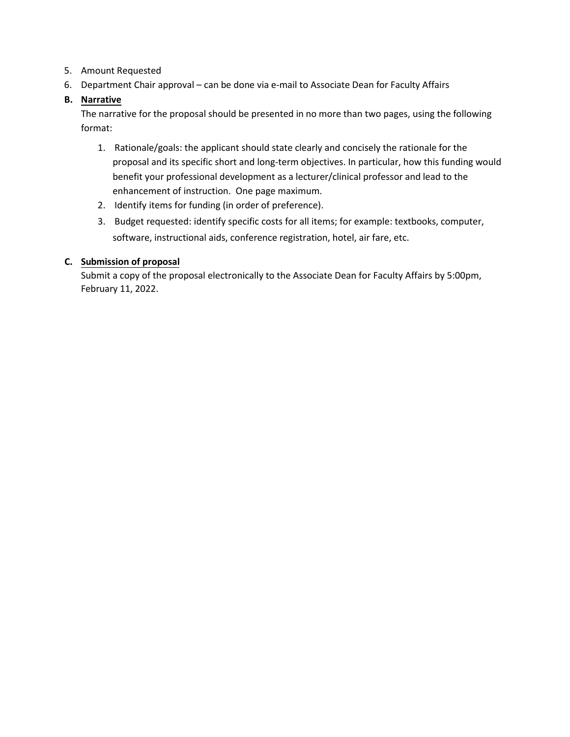5. Amount Requested
6. Department Chair approval – can be done via e-mail to Associate Dean for Faculty Affairs

**B. Narrative**

The narrative for the proposal should be presented in no more than two pages, using the following format:

1. Rationale/goals: the applicant should state clearly and concisely the rationale for the proposal and its specific short and long-term objectives. In particular, how this funding would benefit your professional development as a lecturer/clinical professor and lead to the enhancement of instruction. One page maximum.
2. Identify items for funding (in order of preference).
3. Budget requested: identify specific costs for all items; for example: textbooks, computer, software, instructional aids, conference registration, hotel, air fare, etc.

**C. Submission of proposal**

Submit a copy of the proposal electronically to the Associate Dean for Faculty Affairs by 5:00pm, February 11, 2022.